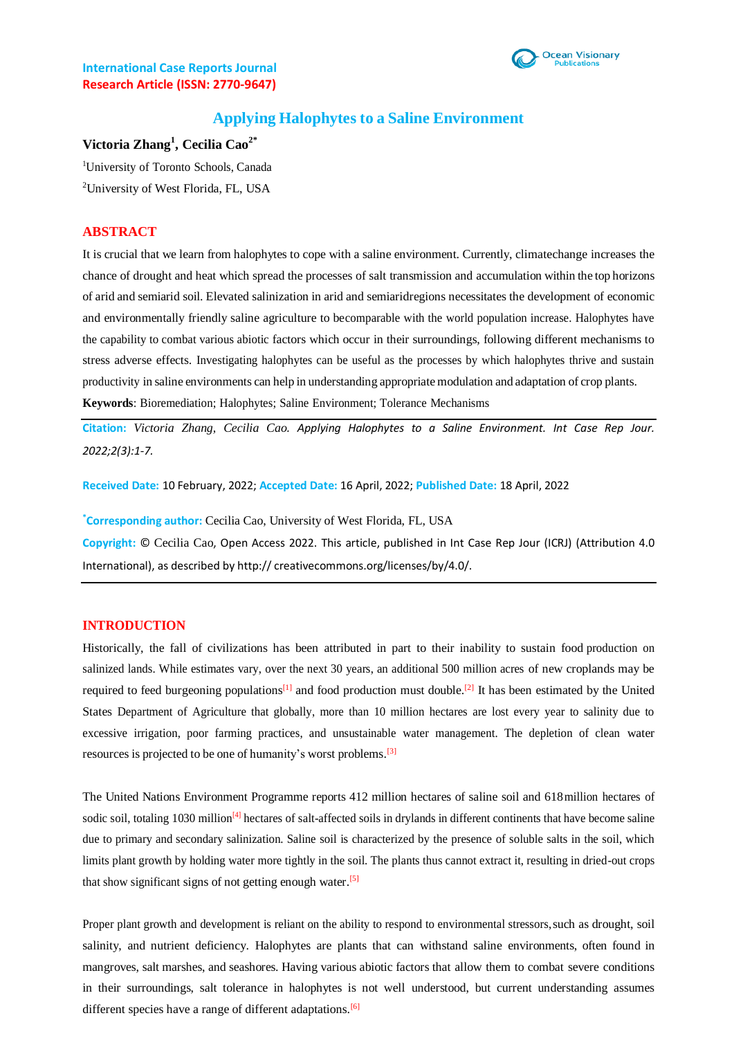**International Case Reports Journal**
**Research Article (ISSN: 2770-9647)**

# Applying Halophytes to a Saline Environment

**Victoria Zhang[1], Cecilia Cao[2*]**

[1]University of Toronto Schools, Canada

[2]University of West Florida, FL, USA

## ABSTRACT

It is crucial that we learn from halophytes to cope with a saline environment. Currently, climatechange increases the chance of drought and heat which spread the processes of salt transmission and accumulation within the top horizons of arid and semiarid soil. Elevated salinization in arid and semiaridregions necessitates the development of economic and environmentally friendly saline agriculture to becomparable with the world population increase. Halophytes have the capability to combat various abiotic factors which occur in their surroundings, following different mechanisms to stress adverse effects. Investigating halophytes can be useful as the processes by which halophytes thrive and sustain productivity in saline environments can help in understanding appropriate modulation and adaptation of crop plants.

**Keywords**: Bioremediation; Halophytes; Saline Environment; Tolerance Mechanisms

**Citation:** *Victoria Zhang, Cecilia Cao. Applying Halophytes to a Saline Environment. Int Case Rep Jour. 2022;2(3):1-7.*

**Received Date:** 10 February, 2022; **Accepted Date:** 16 April, 2022; **Published Date:** 18 April, 2022

**\*Corresponding author:** Cecilia Cao, University of West Florida, FL, USA

**Copyright:** © Cecilia Cao, Open Access 2022. This article, published in Int Case Rep Jour (ICRJ) (Attribution 4.0 International), as described by http:// creativecommons.org/licenses/by/4.0/.

## INTRODUCTION

Historically, the fall of civilizations has been attributed in part to their inability to sustain food production on salinized lands. While estimates vary, over the next 30 years, an additional 500 million acres of new croplands may be required to feed burgeoning populations[1] and food production must double.[2] It has been estimated by the United States Department of Agriculture that globally, more than 10 million hectares are lost every year to salinity due to excessive irrigation, poor farming practices, and unsustainable water management. The depletion of clean water resources is projected to be one of humanity's worst problems.[3]

The United Nations Environment Programme reports 412 million hectares of saline soil and 618 million hectares of sodic soil, totaling 1030 million[4] hectares of salt-affected soils in drylands in different continents that have become saline due to primary and secondary salinization. Saline soil is characterized by the presence of soluble salts in the soil, which limits plant growth by holding water more tightly in the soil. The plants thus cannot extract it, resulting in dried-out crops that show significant signs of not getting enough water.[5]

Proper plant growth and development is reliant on the ability to respond to environmental stressors, such as drought, soil salinity, and nutrient deficiency. Halophytes are plants that can withstand saline environments, often found in mangroves, salt marshes, and seashores. Having various abiotic factors that allow them to combat severe conditions in their surroundings, salt tolerance in halophytes is not well understood, but current understanding assumes different species have a range of different adaptations.[6]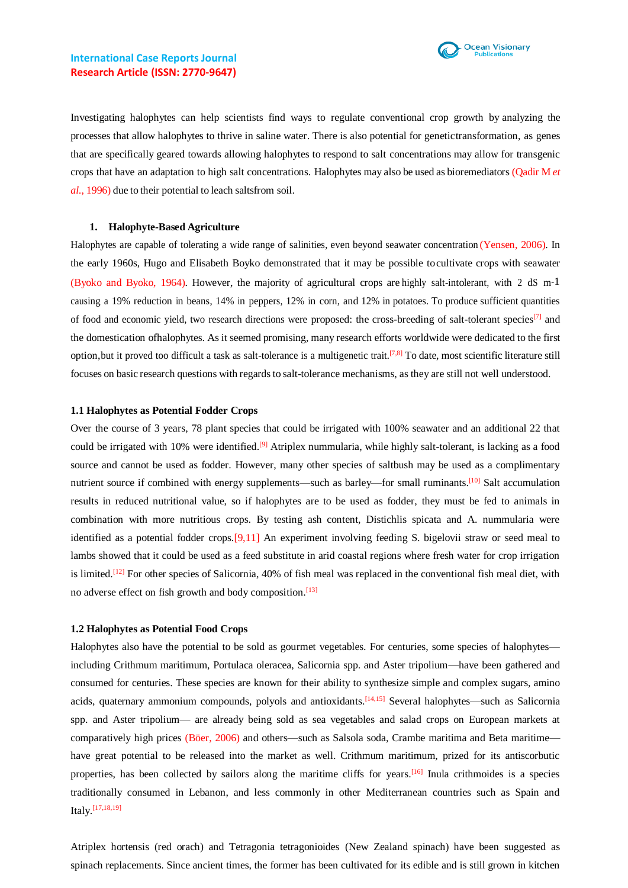Investigating halophytes can help scientists find ways to regulate conventional crop growth by analyzing the processes that allow halophytes to thrive in saline water. There is also potential for genetictransformation, as genes that are specifically geared towards allowing halophytes to respond to salt concentrations may allow for transgenic crops that have an adaptation to high salt concentrations. Halophytes may also be used as bioremediators (Qadir M *et al*., 1996) due to their potential to leach saltsfrom soil.

## 1. Halophyte-Based Agriculture

Halophytes are capable of tolerating a wide range of salinities, even beyond seawater concentration (Yensen, 2006). In the early 1960s, Hugo and Elisabeth Boyko demonstrated that it may be possible to cultivate crops with seawater (Byoko and Byoko, 1964). However, the majority of agricultural crops are highly salt-intolerant, with 2 dS $m^{-1}$ causing a 19% reduction in beans, 14% in peppers, 12% in corn, and 12% in potatoes. To produce sufficient quantities of food and economic yield, two research directions were proposed: the cross-breeding of salt-tolerant species[7] and the domestication ofhalophytes. As it seemed promising, many research efforts worldwide were dedicated to the first option,but it proved too difficult a task as salt-tolerance is a multigenetic trait.[7,8] To date, most scientific literature still focuses on basic research questions with regards to salt-tolerance mechanisms, as they are still not well understood.

### 1.1 Halophytes as Potential Fodder Crops

Over the course of 3 years, 78 plant species that could be irrigated with 100% seawater and an additional 22 that could be irrigated with 10% were identified.[9] Atriplex nummularia, while highly salt-tolerant, is lacking as a food source and cannot be used as fodder. However, many other species of saltbush may be used as a complimentary nutrient source if combined with energy supplements—such as barley—for small ruminants.[10] Salt accumulation results in reduced nutritional value, so if halophytes are to be used as fodder, they must be fed to animals in combination with more nutritious crops. By testing ash content, Distichlis spicata and A. nummularia were identified as a potential fodder crops.[9,11] An experiment involving feeding S. bigelovii straw or seed meal to lambs showed that it could be used as a feed substitute in arid coastal regions where fresh water for crop irrigation is limited.[12] For other species of Salicornia, 40% of fish meal was replaced in the conventional fish meal diet, with no adverse effect on fish growth and body composition.[13]

### 1.2 Halophytes as Potential Food Crops

Halophytes also have the potential to be sold as gourmet vegetables. For centuries, some species of halophytes—including Crithmum maritimum, Portulaca oleracea, Salicornia spp. and Aster tripolium—have been gathered and consumed for centuries. These species are known for their ability to synthesize simple and complex sugars, amino acids, quaternary ammonium compounds, polyols and antioxidants.[14,15] Several halophytes—such as Salicornia spp. and Aster tripolium— are already being sold as sea vegetables and salad crops on European markets at comparatively high prices (Böer, 2006) and others—such as Salsola soda, Crambe maritima and Beta maritime—have great potential to be released into the market as well. Crithmum maritimum, prized for its antiscorbutic properties, has been collected by sailors along the maritime cliffs for years.[16] Inula crithmoides is a species traditionally consumed in Lebanon, and less commonly in other Mediterranean countries such as Spain and Italy.[17,18,19]

Atriplex hortensis (red orach) and Tetragonia tetragonioides (New Zealand spinach) have been suggested as spinach replacements. Since ancient times, the former has been cultivated for its edible and is still grown in kitchen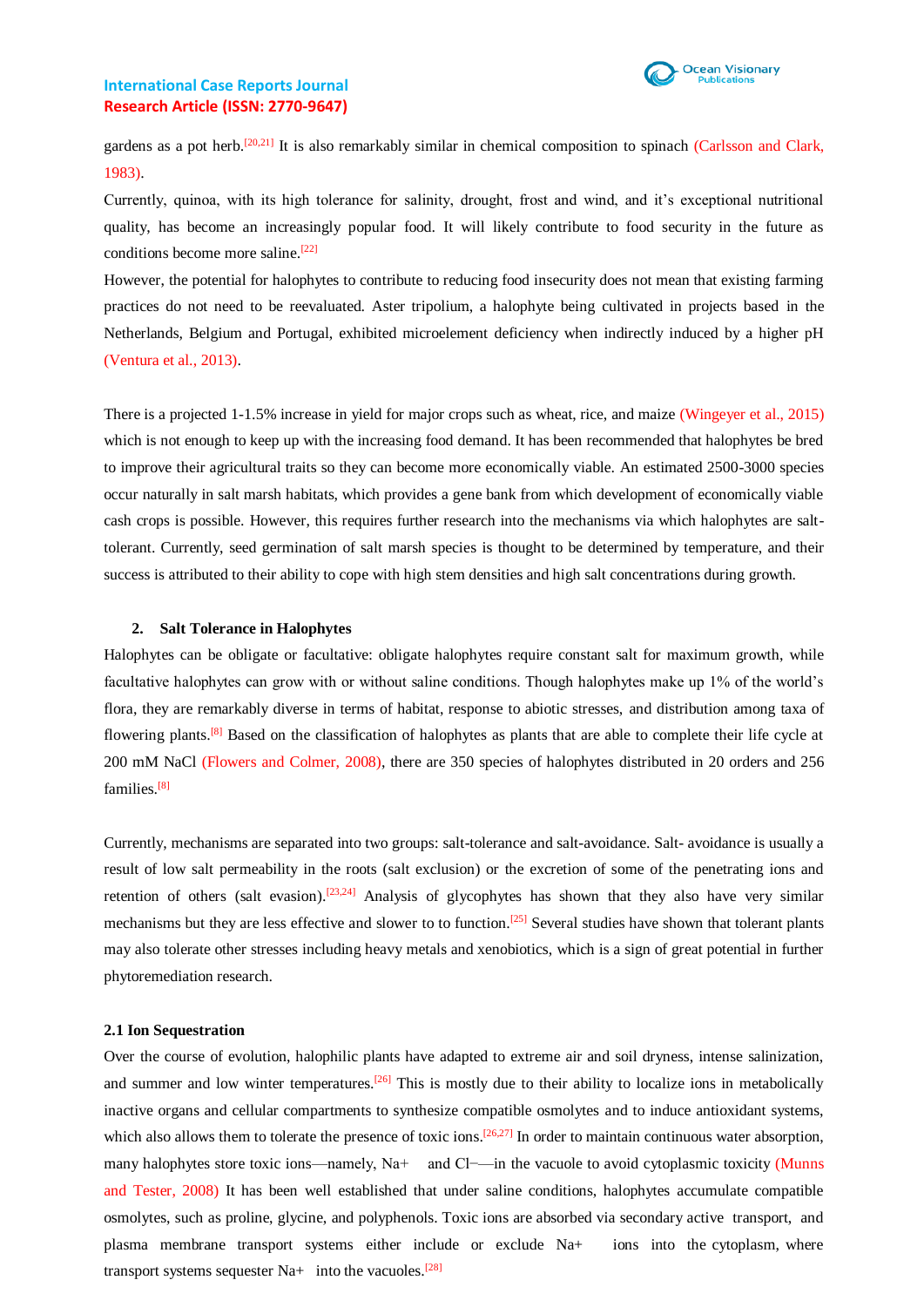gardens as a pot herb.[20,21] It is also remarkably similar in chemical composition to spinach (Carlsson and Clark, 1983).

Currently, quinoa, with its high tolerance for salinity, drought, frost and wind, and it's exceptional nutritional quality, has become an increasingly popular food. It will likely contribute to food security in the future as conditions become more saline.[22]

However, the potential for halophytes to contribute to reducing food insecurity does not mean that existing farming practices do not need to be reevaluated. Aster tripolium, a halophyte being cultivated in projects based in the Netherlands, Belgium and Portugal, exhibited microelement deficiency when indirectly induced by a higher pH (Ventura et al., 2013).

There is a projected 1-1.5% increase in yield for major crops such as wheat, rice, and maize (Wingeyer et al., 2015) which is not enough to keep up with the increasing food demand. It has been recommended that halophytes be bred to improve their agricultural traits so they can become more economically viable. An estimated 2500-3000 species occur naturally in salt marsh habitats, which provides a gene bank from which development of economically viable cash crops is possible. However, this requires further research into the mechanisms via which halophytes are salt-tolerant. Currently, seed germination of salt marsh species is thought to be determined by temperature, and their success is attributed to their ability to cope with high stem densities and high salt concentrations during growth.

## 2. Salt Tolerance in Halophytes

Halophytes can be obligate or facultative: obligate halophytes require constant salt for maximum growth, while facultative halophytes can grow with or without saline conditions. Though halophytes make up 1% of the world's flora, they are remarkably diverse in terms of habitat, response to abiotic stresses, and distribution among taxa of flowering plants.[8] Based on the classification of halophytes as plants that are able to complete their life cycle at 200 mM NaCl (Flowers and Colmer, 2008), there are 350 species of halophytes distributed in 20 orders and 256 families.[8]

Currently, mechanisms are separated into two groups: salt-tolerance and salt-avoidance. Salt- avoidance is usually a result of low salt permeability in the roots (salt exclusion) or the excretion of some of the penetrating ions and retention of others (salt evasion).[23,24] Analysis of glycophytes has shown that they also have very similar mechanisms but they are less effective and slower to to function.[25] Several studies have shown that tolerant plants may also tolerate other stresses including heavy metals and xenobiotics, which is a sign of great potential in further phytoremediation research.

### 2.1 Ion Sequestration

Over the course of evolution, halophilic plants have adapted to extreme air and soil dryness, intense salinization, and summer and low winter temperatures.[26] This is mostly due to their ability to localize ions in metabolically inactive organs and cellular compartments to synthesize compatible osmolytes and to induce antioxidant systems, which also allows them to tolerate the presence of toxic ions.[26,27] In order to maintain continuous water absorption, many halophytes store toxic ions—namely, $Na^+$ and $Cl^-$—in the vacuole to avoid cytoplasmic toxicity (Munns and Tester, 2008) It has been well established that under saline conditions, halophytes accumulate compatible osmolytes, such as proline, glycine, and polyphenols. Toxic ions are absorbed via secondary active transport, and plasma membrane transport systems either include or exclude $Na^+$ ions into the cytoplasm, where transport systems sequester $Na^+$ into the vacuoles.[28]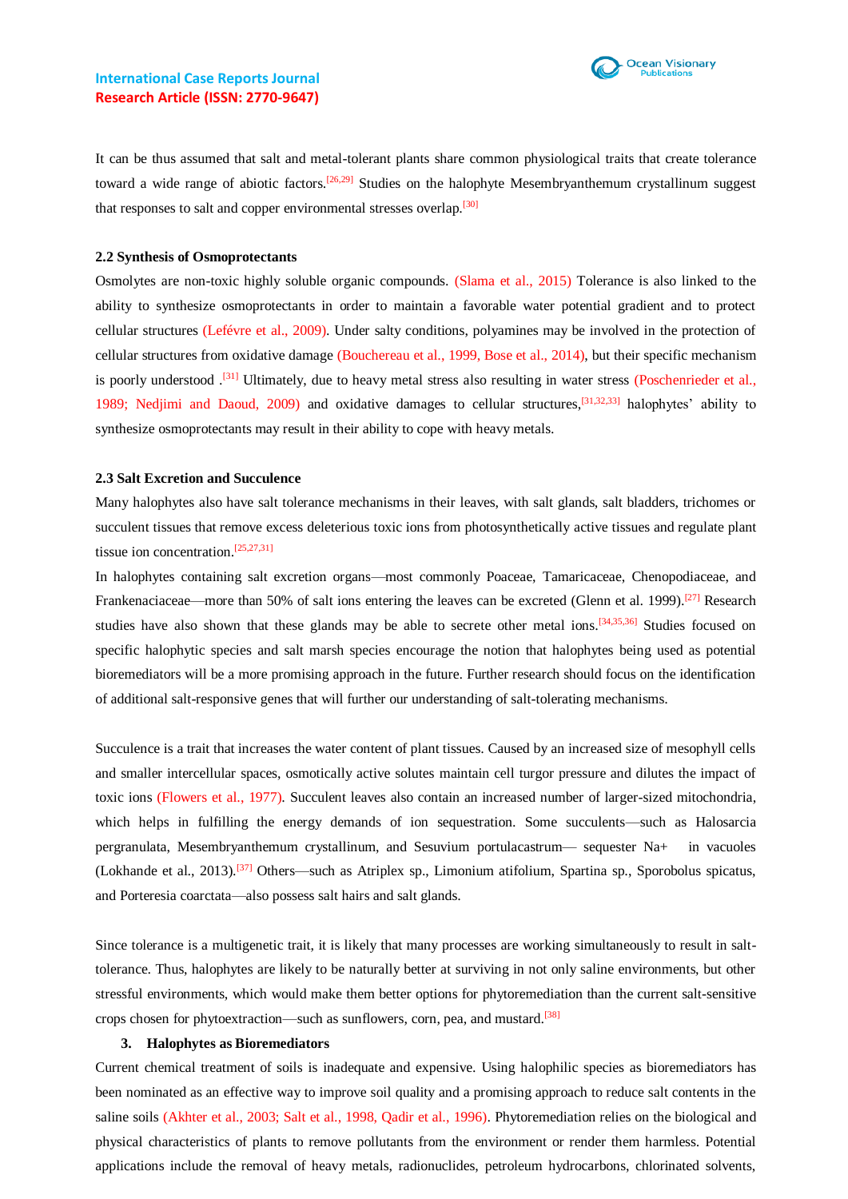It can be thus assumed that salt and metal-tolerant plants share common physiological traits that create tolerance toward a wide range of abiotic factors.[26,29] Studies on the halophyte Mesembryanthemum crystallinum suggest that responses to salt and copper environmental stresses overlap.[30]

### 2.2 Synthesis of Osmoprotectants

Osmolytes are non-toxic highly soluble organic compounds. (Slama et al., 2015) Tolerance is also linked to the ability to synthesize osmoprotectants in order to maintain a favorable water potential gradient and to protect cellular structures (Lefévre et al., 2009). Under salty conditions, polyamines may be involved in the protection of cellular structures from oxidative damage (Bouchereau et al., 1999, Bose et al., 2014), but their specific mechanism is poorly understood .[31] Ultimately, due to heavy metal stress also resulting in water stress (Poschenrieder et al., 1989; Nedjimi and Daoud, 2009) and oxidative damages to cellular structures,[31,32,33] halophytes' ability to synthesize osmoprotectants may result in their ability to cope with heavy metals.

### 2.3 Salt Excretion and Succulence

Many halophytes also have salt tolerance mechanisms in their leaves, with salt glands, salt bladders, trichomes or succulent tissues that remove excess deleterious toxic ions from photosynthetically active tissues and regulate plant tissue ion concentration.[25,27,31]

In halophytes containing salt excretion organs—most commonly Poaceae, Tamaricaceae, Chenopodiaceae, and Frankenaceaceae—more than 50% of salt ions entering the leaves can be excreted (Glenn et al. 1999).[27] Research studies have also shown that these glands may be able to secrete other metal ions.[34,35,36] Studies focused on specific halophytic species and salt marsh species encourage the notion that halophytes being used as potential bioremediators will be a more promising approach in the future. Further research should focus on the identification of additional salt-responsive genes that will further our understanding of salt-tolerating mechanisms.

Succulence is a trait that increases the water content of plant tissues. Caused by an increased size of mesophyll cells and smaller intercellular spaces, osmotically active solutes maintain cell turgor pressure and dilutes the impact of toxic ions (Flowers et al., 1977). Succulent leaves also contain an increased number of larger-sized mitochondria, which helps in fulfilling the energy demands of ion sequestration. Some succulents—such as Halosarcia pergranulata, Mesembryanthemum crystallinum, and Sesuvium portulacastrum— sequester $Na^+$ in vacuoles (Lokhande et al., 2013).[37] Others—such as Atriplex sp., Limonium atifolium, Spartina sp., Sporobolus spicatus, and Porteresia coarctata—also possess salt hairs and salt glands.

Since tolerance is a multigenetic trait, it is likely that many processes are working simultaneously to result in salt-tolerance. Thus, halophytes are likely to be naturally better at surviving in not only saline environments, but other stressful environments, which would make them better options for phytoremediation than the current salt-sensitive crops chosen for phytoextraction—such as sunflowers, corn, pea, and mustard.[38]

## 3. Halophytes as Bioremediators

Current chemical treatment of soils is inadequate and expensive. Using halophilic species as bioremediators has been nominated as an effective way to improve soil quality and a promising approach to reduce salt contents in the saline soils (Akhter et al., 2003; Salt et al., 1998, Qadir et al., 1996). Phytoremediation relies on the biological and physical characteristics of plants to remove pollutants from the environment or render them harmless. Potential applications include the removal of heavy metals, radionuclides, petroleum hydrocarbons, chlorinated solvents,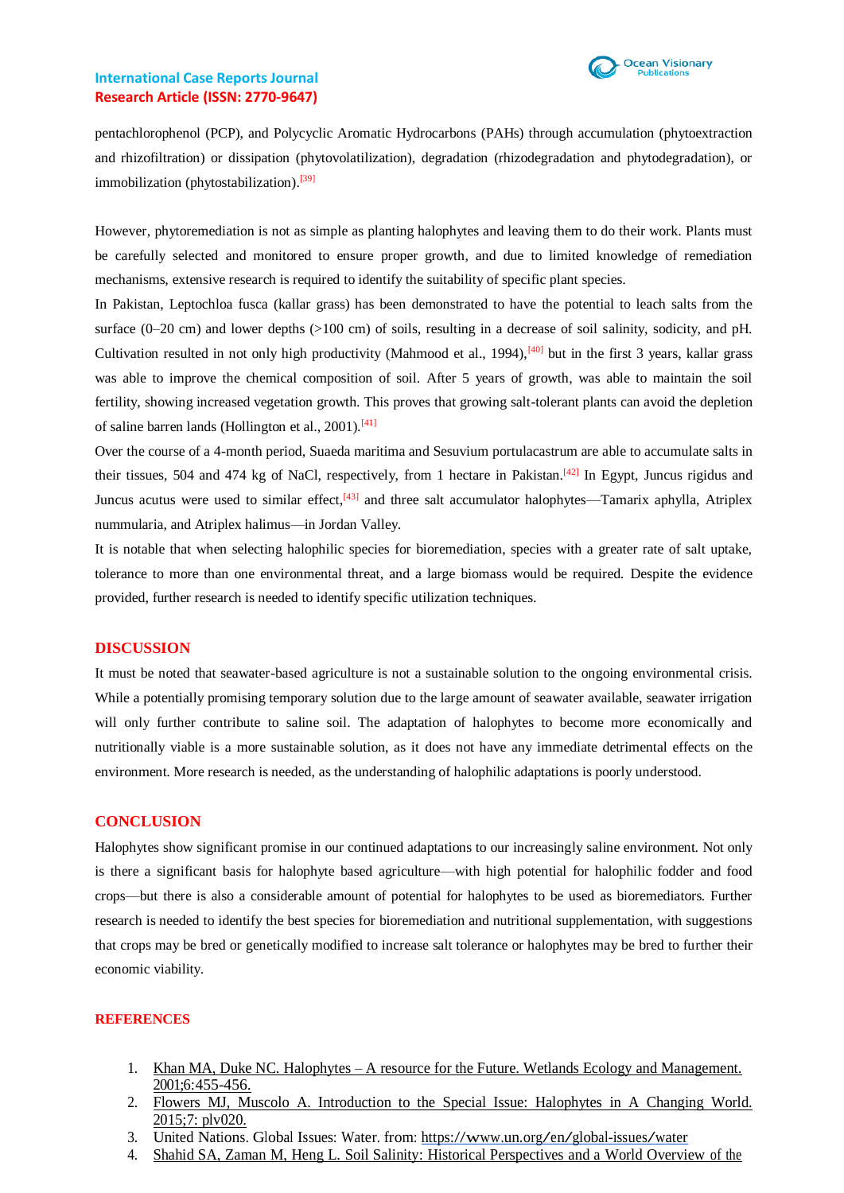pentachlorophenol (PCP), and Polycyclic Aromatic Hydrocarbons (PAHs) through accumulation (phytoextraction and rhizofiltration) or dissipation (phytovolatilization), degradation (rhizodegradation and phytodegradation), or immobilization (phytostabilization).[39]

However, phytoremediation is not as simple as planting halophytes and leaving them to do their work. Plants must be carefully selected and monitored to ensure proper growth, and due to limited knowledge of remediation mechanisms, extensive research is required to identify the suitability of specific plant species.

In Pakistan, Leptochloa fusca (kallar grass) has been demonstrated to have the potential to leach salts from the surface (0–20 cm) and lower depths (>100 cm) of soils, resulting in a decrease of soil salinity, sodicity, and pH. Cultivation resulted in not only high productivity (Mahmood et al., 1994),[40] but in the first 3 years, kallar grass was able to improve the chemical composition of soil. After 5 years of growth, was able to maintain the soil fertility, showing increased vegetation growth. This proves that growing salt-tolerant plants can avoid the depletion of saline barren lands (Hollington et al., 2001).[41]

Over the course of a 4-month period, Suaeda maritima and Sesuvium portulacastrum are able to accumulate salts in their tissues, 504 and 474 kg of NaCl, respectively, from 1 hectare in Pakistan.[42] In Egypt, Juncus rigidus and Juncus acutus were used to similar effect,[43] and three salt accumulator halophytes—Tamarix aphylla, Atriplex nummularia, and Atriplex halimus—in Jordan Valley.

It is notable that when selecting halophilic species for bioremediation, species with a greater rate of salt uptake, tolerance to more than one environmental threat, and a large biomass would be required. Despite the evidence provided, further research is needed to identify specific utilization techniques.

## DISCUSSION

It must be noted that seawater-based agriculture is not a sustainable solution to the ongoing environmental crisis. While a potentially promising temporary solution due to the large amount of seawater available, seawater irrigation will only further contribute to saline soil. The adaptation of halophytes to become more economically and nutritionally viable is a more sustainable solution, as it does not have any immediate detrimental effects on the environment. More research is needed, as the understanding of halophilic adaptations is poorly understood.

## CONCLUSION

Halophytes show significant promise in our continued adaptations to our increasingly saline environment. Not only is there a significant basis for halophyte based agriculture—with high potential for halophilic fodder and food crops—but there is also a considerable amount of potential for halophytes to be used as bioremediators. Further research is needed to identify the best species for bioremediation and nutritional supplementation, with suggestions that crops may be bred or genetically modified to increase salt tolerance or halophytes may be bred to further their economic viability.

## REFERENCES

1. Khan MA, Duke NC. Halophytes – A resource for the Future. Wetlands Ecology and Management. 2001;6:455-456.
2. Flowers MJ, Muscolo A. Introduction to the Special Issue: Halophytes in A Changing World. 2015;7: plv020.
3. United Nations. Global Issues: Water. from: https://www.un.org/en/global-issues/water
4. Shahid SA, Zaman M, Heng L. Soil Salinity: Historical Perspectives and a World Overview of the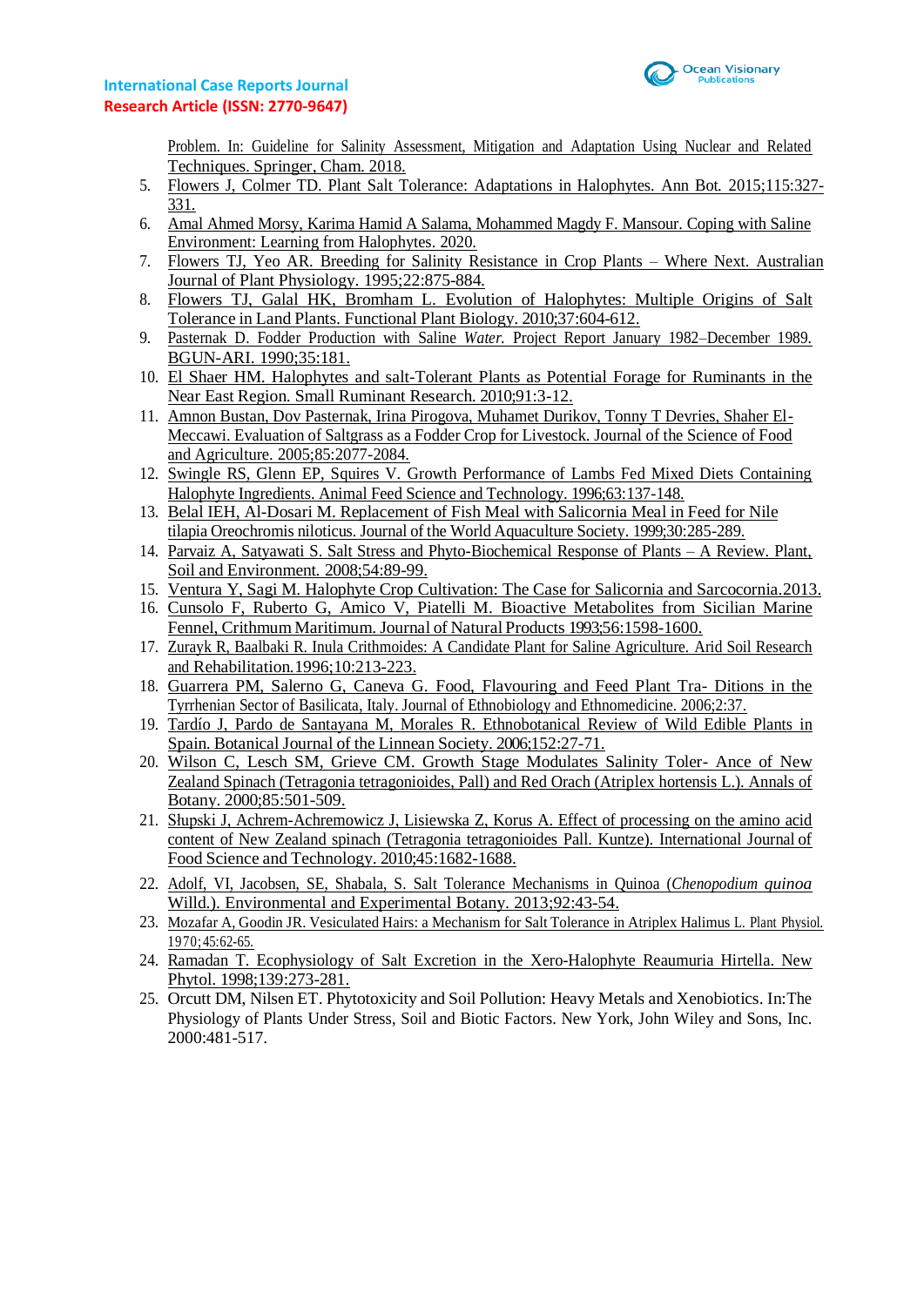Problem. In: Guideline for Salinity Assessment, Mitigation and Adaptation Using Nuclear and Related Techniques. Springer, Cham. 2018.

5. Flowers J, Colmer TD. Plant Salt Tolerance: Adaptations in Halophytes. Ann Bot. 2015;115:327-331.
6. Amal Ahmed Morsy, Karima Hamid A Salama, Mohammed Magdy F. Mansour. Coping with Saline Environment: Learning from Halophytes. 2020.
7. Flowers TJ, Yeo AR. Breeding for Salinity Resistance in Crop Plants – Where Next. Australian Journal of Plant Physiology. 1995;22:875-884.
8. Flowers TJ, Galal HK, Bromham L. Evolution of Halophytes: Multiple Origins of Salt Tolerance in Land Plants. Functional Plant Biology. 2010;37:604-612.
9. Pasternak D. Fodder Production with Saline *Water.* Project Report January 1982–December 1989. BGUN-ARI. 1990;35:181.
10. El Shaer HM. Halophytes and salt-Tolerant Plants as Potential Forage for Ruminants in the Near East Region. Small Ruminant Research. 2010;91:3-12.
11. Amnon Bustan, Dov Pasternak, Irina Pirogova, Muhamet Durikov, Tonny T Devries, Shaher El-Meccawi. Evaluation of Saltgrass as a Fodder Crop for Livestock. Journal of the Science of Food and Agriculture. 2005;85:2077-2084.
12. Swingle RS, Glenn EP, Squires V. Growth Performance of Lambs Fed Mixed Diets Containing Halophyte Ingredients. Animal Feed Science and Technology. 1996;63:137-148.
13. Belal IEH, Al-Dosari M. Replacement of Fish Meal with Salicornia Meal in Feed for Nile tilapia Oreochromis niloticus. Journal of the World Aquaculture Society. 1999;30:285-289.
14. Parvaiz A, Satyawati S. Salt Stress and Phyto-Biochemical Response of Plants – A Review. Plant, Soil and Environment. 2008;54:89-99.
15. Ventura Y, Sagi M. Halophyte Crop Cultivation: The Case for Salicornia and Sarcocornia.2013.
16. Cunsolo F, Ruberto G, Amico V, Piatelli M. Bioactive Metabolites from Sicilian Marine Fennel, Crithmum Maritimum. Journal of Natural Products 1993;56:1598-1600.
17. Zurayk R, Baalbaki R. Inula Crithmoides: A Candidate Plant for Saline Agriculture. Arid Soil Research and Rehabilitation.1996;10:213-223.
18. Guarrera PM, Salerno G, Caneva G. Food, Flavouring and Feed Plant Tra- Ditions in the Tyrrhenian Sector of Basilicata, Italy. Journal of Ethnobiology and Ethnomedicine. 2006;2:37.
19. Tardío J, Pardo de Santayana M, Morales R. Ethnobotanical Review of Wild Edible Plants in Spain. Botanical Journal of the Linnean Society. 2006;152:27-71.
20. Wilson C, Lesch SM, Grieve CM. Growth Stage Modulates Salinity Toler- Ance of New Zealand Spinach (Tetragonia tetragonioides, Pall) and Red Orach (Atriplex hortensis L.). Annals of Botany. 2000;85:501-509.
21. Słupski J, Achrem-Achremowicz J, Lisiewska Z, Korus A. Effect of processing on the amino acid content of New Zealand spinach (Tetragonia tetragonioides Pall. Kuntze). International Journal of Food Science and Technology. 2010;45:1682-1688.
22. Adolf, VI, Jacobsen, SE, Shabala, S. Salt Tolerance Mechanisms in Quinoa (*Chenopodium quinoa* Willd.). Environmental and Experimental Botany. 2013;92:43-54.
23. Mozafar A, Goodin JR. Vesiculated Hairs: a Mechanism for Salt Tolerance in Atriplex Halimus L. Plant Physiol. 1970;45:62-65.
24. Ramadan T. Ecophysiology of Salt Excretion in the Xero-Halophyte Reaumuria Hirtella. New Phytol. 1998;139:273-281.
25. Orcutt DM, Nilsen ET. Phytotoxicity and Soil Pollution: Heavy Metals and Xenobiotics. In:The Physiology of Plants Under Stress, Soil and Biotic Factors. New York, John Wiley and Sons, Inc. 2000:481-517.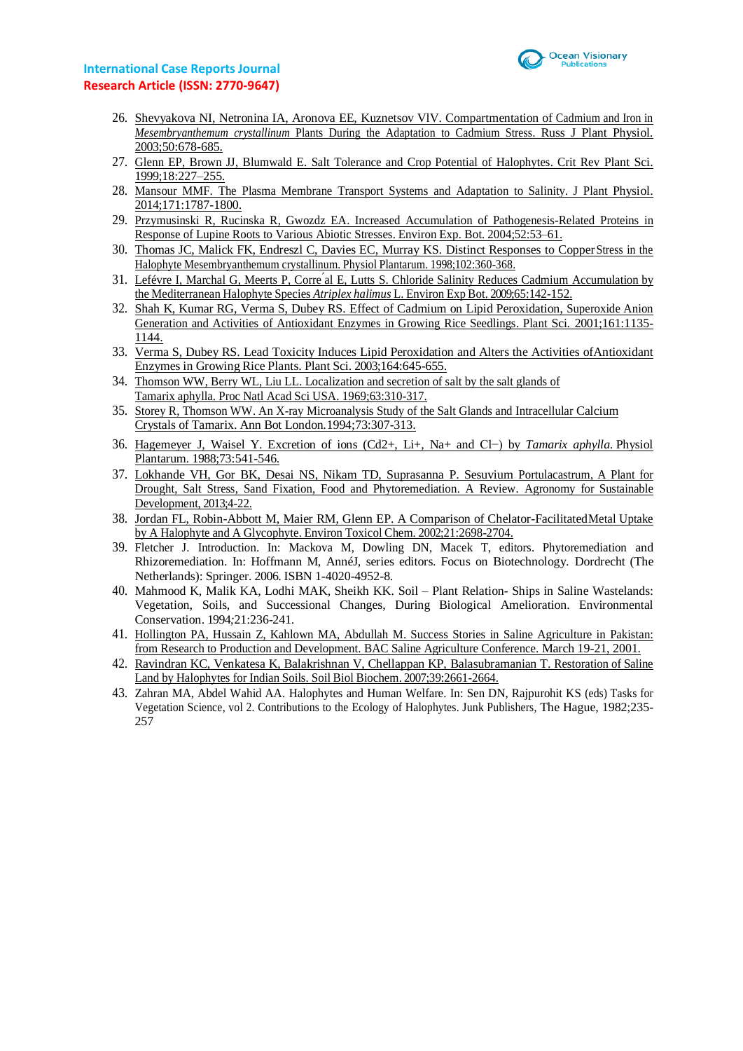26. Shevyakova NI, Netronina IA, Aronova EE, Kuznetsov VlV. Compartmentation of Cadmium and Iron in *Mesembryanthemum crystallinum* Plants During the Adaptation to Cadmium Stress. Russ J Plant Physiol. 2003;50:678-685.
27. Glenn EP, Brown JJ, Blumwald E. Salt Tolerance and Crop Potential of Halophytes. Crit Rev Plant Sci. 1999;18:227–255.
28. Mansour MMF. The Plasma Membrane Transport Systems and Adaptation to Salinity. J Plant Physiol. 2014;171:1787-1800.
29. Przymusinski R, Rucinska R, Gwozdz EA. Increased Accumulation of Pathogenesis-Related Proteins in Response of Lupine Roots to Various Abiotic Stresses. Environ Exp. Bot. 2004;52:53–61.
30. Thomas JC, Malick FK, Endreszl C, Davies EC, Murray KS. Distinct Responses to Copper Stress in the Halophyte Mesembryanthemum crystallinum. Physiol Plantarum. 1998;102:360-368.
31. Lefévre I, Marchal G, Meerts P, Corre´al E, Lutts S. Chloride Salinity Reduces Cadmium Accumulation by the Mediterranean Halophyte Species *Atriplex halimus* L. Environ Exp Bot. 2009;65:142-152.
32. Shah K, Kumar RG, Verma S, Dubey RS. Effect of Cadmium on Lipid Peroxidation, Superoxide Anion Generation and Activities of Antioxidant Enzymes in Growing Rice Seedlings. Plant Sci. 2001;161:1135-1144.
33. Verma S, Dubey RS. Lead Toxicity Induces Lipid Peroxidation and Alters the Activities ofAntioxidant Enzymes in Growing Rice Plants. Plant Sci. 2003;164:645-655.
34. Thomson WW, Berry WL, Liu LL. Localization and secretion of salt by the salt glands of Tamarix aphylla. Proc Natl Acad Sci USA. 1969;63:310-317.
35. Storey R, Thomson WW. An X-ray Microanalysis Study of the Salt Glands and Intracellular Calcium Crystals of Tamarix. Ann Bot London.1994;73:307-313.
36. Hagemeyer J, Waisel Y. Excretion of ions ($Cd^{2+}$, $Li^{+}$, $Na^{+}$ and $Cl^{-}$) by *Tamarix aphylla.* Physiol Plantarum. 1988;73:541-546.
37. Lokhande VH, Gor BK, Desai NS, Nikam TD, Suprasanna P. Sesuvium Portulacastrum, A Plant for Drought, Salt Stress, Sand Fixation, Food and Phytoremediation. A Review. Agronomy for Sustainable Development, 2013;4-22.
38. Jordan FL, Robin-Abbott M, Maier RM, Glenn EP. A Comparison of Chelator-FacilitatedMetal Uptake by A Halophyte and A Glycophyte. Environ Toxicol Chem. 2002;21:2698-2704.
39. Fletcher J. Introduction. In: Mackova M, Dowling DN, Macek T, editors. Phytoremediation and Rhizoremediation. In: Hoffmann M, AnnéJ, series editors. Focus on Biotechnology. Dordrecht (The Netherlands): Springer. 2006. ISBN 1-4020-4952-8.
40. Mahmood K, Malik KA, Lodhi MAK, Sheikh KK. Soil – Plant Relation- Ships in Saline Wastelands: Vegetation, Soils, and Successional Changes, During Biological Amelioration. Environmental Conservation. 1994;21:236-241.
41. Hollington PA, Hussain Z, Kahlown MA, Abdullah M. Success Stories in Saline Agriculture in Pakistan: from Research to Production and Development. BAC Saline Agriculture Conference. March 19-21, 2001.
42. Ravindran KC, Venkatesa K, Balakrishnan V, Chellappan KP, Balasubramanian T. Restoration of Saline Land by Halophytes for Indian Soils. Soil Biol Biochem. 2007;39:2661-2664.
43. Zahran MA, Abdel Wahid AA. Halophytes and Human Welfare. In: Sen DN, Rajpurohit KS (eds) Tasks for Vegetation Science, vol 2. Contributions to the Ecology of Halophytes. Junk Publishers, The Hague, 1982;235-257